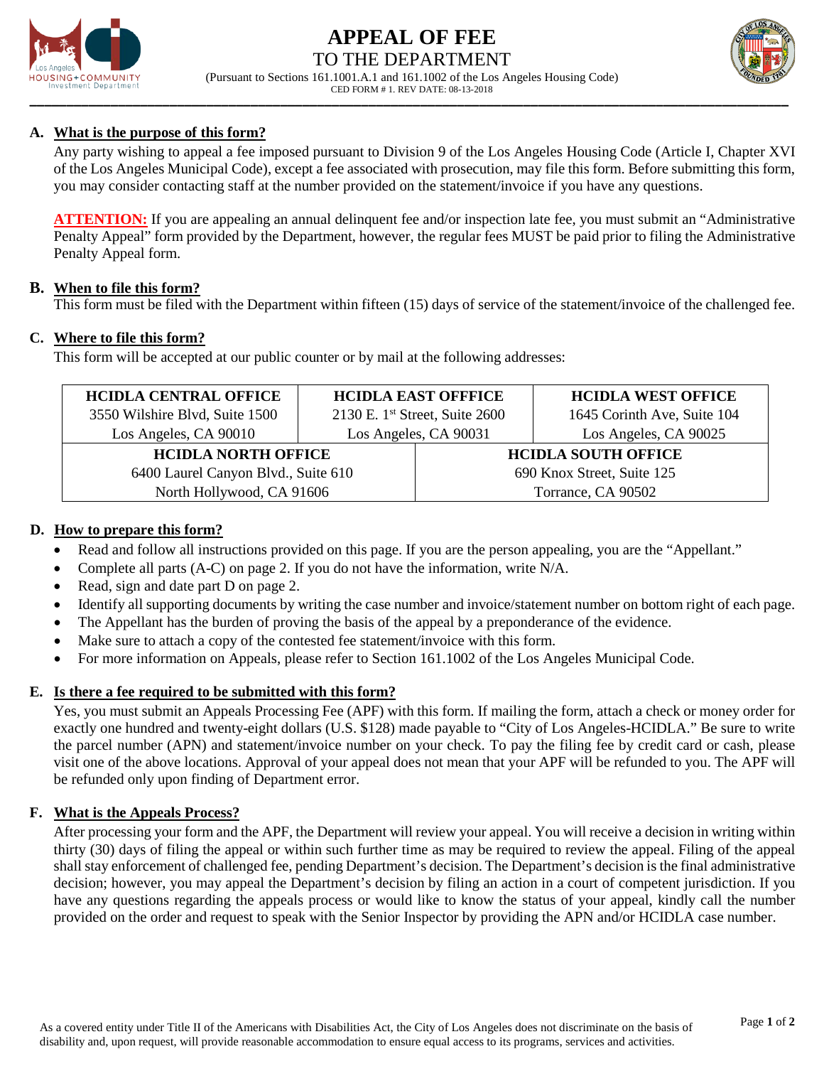# APPEAL OF FEE

## TO THE DEPARTMENT

(Pursuant to Sections 161.1001.A.1 and 161.1002 of the Los Angeles Housing Code)
CED FORM # 1. REV DATE: 08-13-2018

### A. What is the purpose of this form?

Any party wishing to appeal a fee imposed pursuant to Division 9 of the Los Angeles Housing Code (Article I, Chapter XVI of the Los Angeles Municipal Code), except a fee associated with prosecution, may file this form. Before submitting this form, you may consider contacting staff at the number provided on the statement/invoice if you have any questions.

**ATTENTION:** If you are appealing an annual delinquent fee and/or inspection late fee, you must submit an "Administrative Penalty Appeal" form provided by the Department, however, the regular fees MUST be paid prior to filing the Administrative Penalty Appeal form.

### B. When to file this form?

This form must be filed with the Department within fifteen (15) days of service of the statement/invoice of the challenged fee.

### C. Where to file this form?

This form will be accepted at our public counter or by mail at the following addresses:

| HCIDLA CENTRAL OFFICE | HCIDLA EAST OFFICE | HCIDLA WEST OFFICE |
|---|---|---|
| 3550 Wilshire Blvd, Suite 1500<br>Los Angeles, CA 90010 | 2130 E. 1st Street, Suite 2600<br>Los Angeles, CA 90031 | 1645 Corinth Ave, Suite 104<br>Los Angeles, CA 90025 |

| HCIDLA NORTH OFFICE | HCIDLA SOUTH OFFICE |
|---|---|
| 6400 Laurel Canyon Blvd., Suite 610<br>North Hollywood, CA 91606 | 690 Knox Street, Suite 125<br>Torrance, CA 90502 |

### D. How to prepare this form?

- Read and follow all instructions provided on this page. If you are the person appealing, you are the "Appellant."
- Complete all parts (A-C) on page 2. If you do not have the information, write N/A.
- Read, sign and date part D on page 2.
- Identify all supporting documents by writing the case number and invoice/statement number on bottom right of each page.
- The Appellant has the burden of proving the basis of the appeal by a preponderance of the evidence.
- Make sure to attach a copy of the contested fee statement/invoice with this form.
- For more information on Appeals, please refer to Section 161.1002 of the Los Angeles Municipal Code.

### E. Is there a fee required to be submitted with this form?

Yes, you must submit an Appeals Processing Fee (APF) with this form. If mailing the form, attach a check or money order for exactly one hundred and twenty-eight dollars (U.S. $128) made payable to "City of Los Angeles-HCIDLA." Be sure to write the parcel number (APN) and statement/invoice number on your check. To pay the filing fee by credit card or cash, please visit one of the above locations. Approval of your appeal does not mean that your APF will be refunded to you. The APF will be refunded only upon finding of Department error.

### F. What is the Appeals Process?

After processing your form and the APF, the Department will review your appeal. You will receive a decision in writing within thirty (30) days of filing the appeal or within such further time as may be required to review the appeal. Filing of the appeal shall stay enforcement of challenged fee, pending Department's decision. The Department's decision is the final administrative decision; however, you may appeal the Department's decision by filing an action in a court of competent jurisdiction. If you have any questions regarding the appeals process or would like to know the status of your appeal, kindly call the number provided on the order and request to speak with the Senior Inspector by providing the APN and/or HCIDLA case number.

As a covered entity under Title II of the Americans with Disabilities Act, the City of Los Angeles does not discriminate on the basis of disability and, upon request, will provide reasonable accommodation to ensure equal access to its programs, services and activities.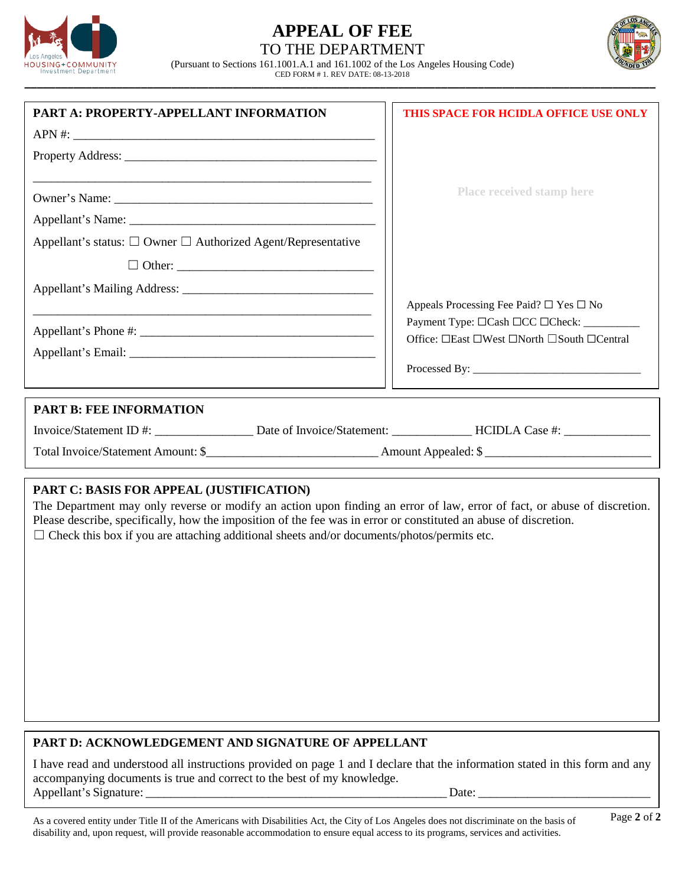# APPEAL OF FEE

## TO THE DEPARTMENT

(Pursuant to Sections 161.1001.A.1 and 161.1002 of the Los Angeles Housing Code)
CED FORM # 1. REV DATE: 08-13-2018

---

**PART A: PROPERTY-APPELLANT INFORMATION**

APN #: ______________________________________________

Property Address: ______________________________________

________________________________________________________

Owner's Name: _________________________________________

Appellant's Name: ______________________________________

Appellant's status: ☐ Owner ☐ Authorized Agent/Representative

☐ Other: ________________________________

Appellant's Mailing Address: _______________________________

________________________________________________________

Appellant's Phone #: _____________________________________

Appellant's Email: ________________________________________

**THIS SPACE FOR HCIDLA OFFICE USE ONLY**

Place received stamp here

Appeals Processing Fee Paid? ☐ Yes ☐ No

Payment Type: ☐Cash ☐CC ☐Check: _________

Office: ☐East ☐West ☐North ☐South ☐Central

Processed By: _____________________________

**PART B: FEE INFORMATION**

Invoice/Statement ID #: _______________ Date of Invoice/Statement: ____________ HCIDLA Case #: ______________

Total Invoice/Statement Amount: $___________________________ Amount Appealed: $ ___________________________

**PART C: BASIS FOR APPEAL (JUSTIFICATION)**

The Department may only reverse or modify an action upon finding an error of law, error of fact, or abuse of discretion. Please describe, specifically, how the imposition of the fee was in error or constituted an abuse of discretion.

☐ Check this box if you are attaching additional sheets and/or documents/photos/permits etc.

**PART D: ACKNOWLEDGEMENT AND SIGNATURE OF APPELLANT**

I have read and understood all instructions provided on page 1 and I declare that the information stated in this form and any accompanying documents is true and correct to the best of my knowledge.

Appellant's Signature: _______________________________________________ Date: ___________________________

As a covered entity under Title II of the Americans with Disabilities Act, the City of Los Angeles does not discriminate on the basis of disability and, upon request, will provide reasonable accommodation to ensure equal access to its programs, services and activities.